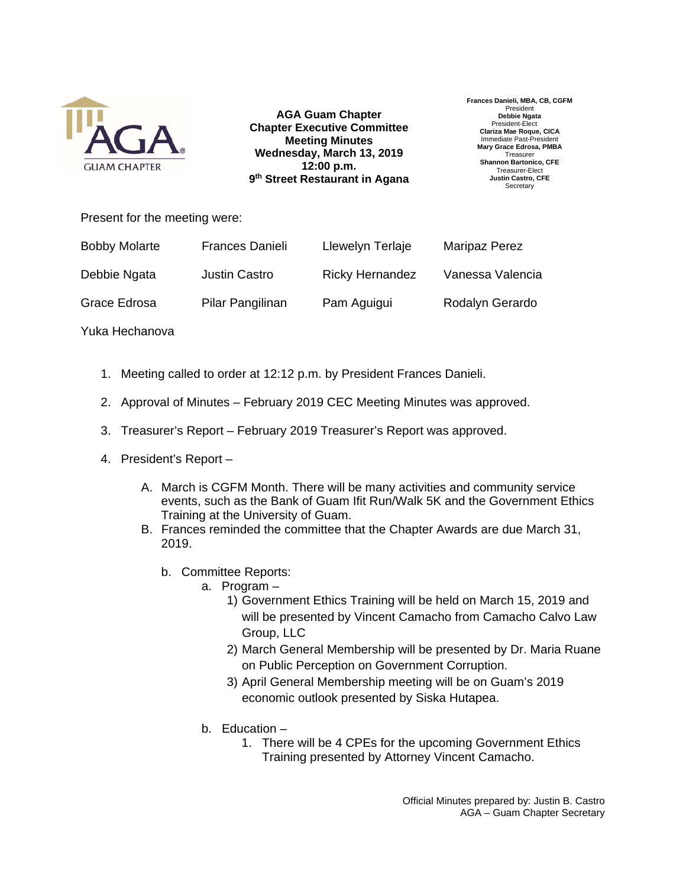**AGA Guam Chapter**
**Chapter Executive Committee**
**Meeting Minutes**
**Wednesday, March 13, 2019**
**12:00 p.m.**
**9th Street Restaurant in Agana**

**Frances Danieli, MBA, CB, CGFM**
President
**Debbie Ngata**
President-Elect
**Clariza Mae Roque, CICA**
Immediate Past-President
**Mary Grace Edrosa, PMBA**
Treasurer
**Shannon Bartonico, CFE**
Treasurer-Elect
**Justin Castro, CFE**
Secretary

Present for the meeting were:

| | | | |
|---|---|---|---|
| Bobby Molarte | Frances Danieli | Llewelyn Terlaje | Maripaz Perez |
| Debbie Ngata | Justin Castro | Ricky Hernandez | Vanessa Valencia |
| Grace Edrosa | Pilar Pangilinan | Pam Aguigui | Rodalyn Gerardo |
| Yuka Hechanova | | | |

1. Meeting called to order at 12:12 p.m. by President Frances Danieli.

2. Approval of Minutes – February 2019 CEC Meeting Minutes was approved.

3. Treasurer's Report – February 2019 Treasurer's Report was approved.

4. President's Report –

   A. March is CGFM Month. There will be many activities and community service events, such as the Bank of Guam Ifit Run/Walk 5K and the Government Ethics Training at the University of Guam.
   B. Frances reminded the committee that the Chapter Awards are due March 31, 2019.

      b. Committee Reports:
         a. Program –
            1) Government Ethics Training will be held on March 15, 2019 and will be presented by Vincent Camacho from Camacho Calvo Law Group, LLC
            2) March General Membership will be presented by Dr. Maria Ruane on Public Perception on Government Corruption.
            3) April General Membership meeting will be on Guam's 2019 economic outlook presented by Siska Hutapea.

         b. Education –
            1. There will be 4 CPEs for the upcoming Government Ethics Training presented by Attorney Vincent Camacho.

Official Minutes prepared by: Justin B. Castro
AGA – Guam Chapter Secretary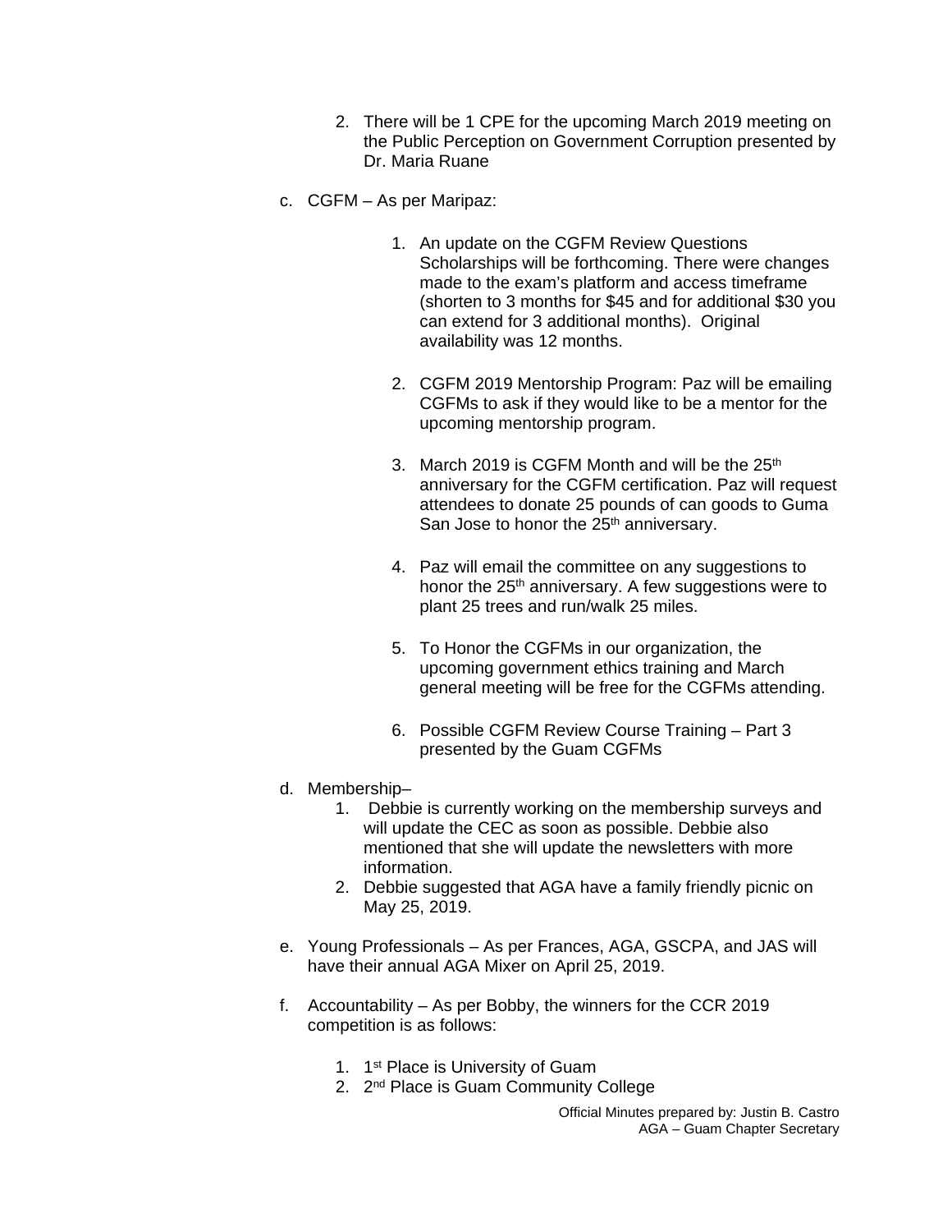2. There will be 1 CPE for the upcoming March 2019 meeting on the Public Perception on Government Corruption presented by Dr. Maria Ruane

c. CGFM – As per Maripaz:

   1. An update on the CGFM Review Questions Scholarships will be forthcoming. There were changes made to the exam's platform and access timeframe (shorten to 3 months for $45 and for additional $30 you can extend for 3 additional months). Original availability was 12 months.

   2. CGFM 2019 Mentorship Program: Paz will be emailing CGFMs to ask if they would like to be a mentor for the upcoming mentorship program.

   3. March 2019 is CGFM Month and will be the 25th anniversary for the CGFM certification. Paz will request attendees to donate 25 pounds of can goods to Guma San Jose to honor the 25th anniversary.

   4. Paz will email the committee on any suggestions to honor the 25th anniversary. A few suggestions were to plant 25 trees and run/walk 25 miles.

   5. To Honor the CGFMs in our organization, the upcoming government ethics training and March general meeting will be free for the CGFMs attending.

   6. Possible CGFM Review Course Training – Part 3 presented by the Guam CGFMs

d. Membership–

   1. Debbie is currently working on the membership surveys and will update the CEC as soon as possible. Debbie also mentioned that she will update the newsletters with more information.
   2. Debbie suggested that AGA have a family friendly picnic on May 25, 2019.

e. Young Professionals – As per Frances, AGA, GSCPA, and JAS will have their annual AGA Mixer on April 25, 2019.

f. Accountability – As per Bobby, the winners for the CCR 2019 competition is as follows:

   1. 1st Place is University of Guam
   2. 2nd Place is Guam Community College

Official Minutes prepared by: Justin B. Castro
AGA – Guam Chapter Secretary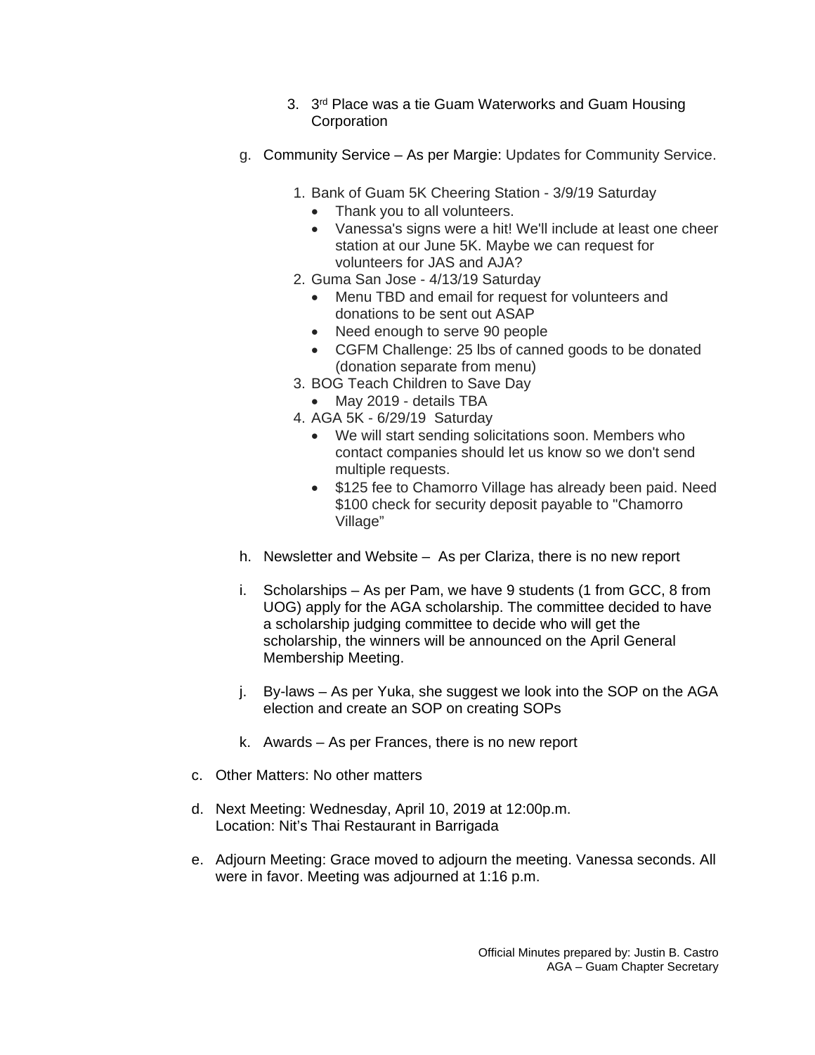3. 3rd Place was a tie Guam Waterworks and Guam Housing Corporation

g. Community Service – As per Margie: Updates for Community Service.

   1. Bank of Guam 5K Cheering Station - 3/9/19 Saturday
      - Thank you to all volunteers.
      - Vanessa's signs were a hit! We'll include at least one cheer station at our June 5K. Maybe we can request for volunteers for JAS and AJA?
   2. Guma San Jose - 4/13/19 Saturday
      - Menu TBD and email for request for volunteers and donations to be sent out ASAP
      - Need enough to serve 90 people
      - CGFM Challenge: 25 lbs of canned goods to be donated (donation separate from menu)
   3. BOG Teach Children to Save Day
      - May 2019 - details TBA
   4. AGA 5K - 6/29/19 Saturday
      - We will start sending solicitations soon. Members who contact companies should let us know so we don't send multiple requests.
      - $125 fee to Chamorro Village has already been paid. Need $100 check for security deposit payable to "Chamorro Village"

h. Newsletter and Website – As per Clariza, there is no new report

i. Scholarships – As per Pam, we have 9 students (1 from GCC, 8 from UOG) apply for the AGA scholarship. The committee decided to have a scholarship judging committee to decide who will get the scholarship, the winners will be announced on the April General Membership Meeting.

j. By-laws – As per Yuka, she suggest we look into the SOP on the AGA election and create an SOP on creating SOPs

k. Awards – As per Frances, there is no new report

c. Other Matters: No other matters

d. Next Meeting: Wednesday, April 10, 2019 at 12:00p.m.
   Location: Nit's Thai Restaurant in Barrigada

e. Adjourn Meeting: Grace moved to adjourn the meeting. Vanessa seconds. All were in favor. Meeting was adjourned at 1:16 p.m.

Official Minutes prepared by: Justin B. Castro
AGA – Guam Chapter Secretary